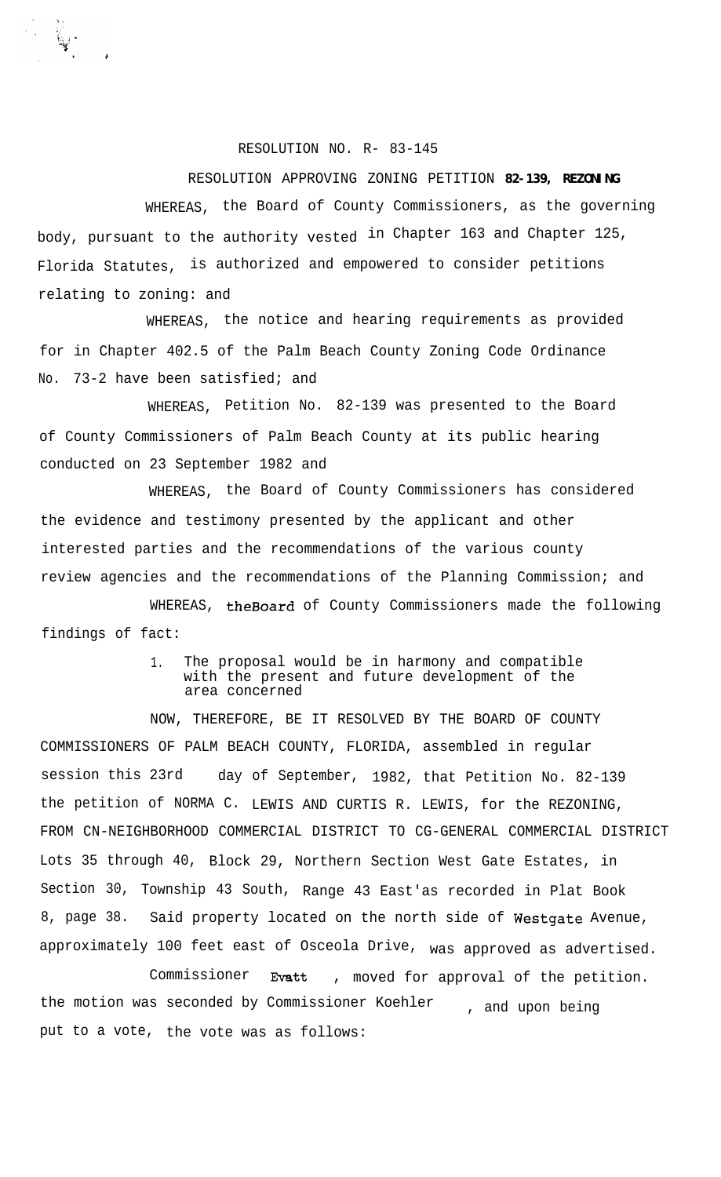RESOLUTION NO. R- 83-145

RESOLUTION APPROVING ZONING PETITION **82-139, REZONING**

WHEREAS, the Board of County Commissioners, as the governing body, pursuant to the authority vested in Chapter 163 and Chapter 125, Florida Statutes, is authorized and empowered to consider petitions relating to zoning: and

WHEREAS, the notice and hearing requirements as provided for in Chapter 402.5 of the Palm Beach County Zoning Code Ordinance No. 73-2 have been satisfied; and

WHEREAS, Petition No. 82-139 was presented to the Board of County Commissioners of Palm Beach County at its public hearing conducted on 23 September 1982 and

WHEREAS, the Board of County Commissioners has considered the evidence and testimony presented by the applicant and other interested parties and the recommendations of the various county review agencies and the recommendations of the Planning Commission; and

WHEREAS, theBoard of County Commissioners made the following findings of fact:

1. The proposal would be in harmony and compatible with the present and future development of the area concerned

NOW, THEREFORE, BE IT RESOLVED BY THE BOARD OF COUNTY COMMISSIONERS OF PALM BEACH COUNTY, FLORIDA, assembled in regular session this 23rd day of September, 1982, that Petition No. 82-139 the petition of NORMA C. LEWIS AND CURTIS R. LEWIS, for the REZONING, FROM CN-NEIGHBORHOOD COMMERCIAL DISTRICT TO CG-GENERAL COMMERCIAL DISTRICT Lots 35 through 40, Block 29, Northern Section West Gate Estates, in Section 30, Township 43 South, Range 43 East'as recorded in Plat Book 8, page 38. Said property located on the north side of Westgate Avenue, approximately 100 feet east of Osceola Drive, was approved as advertised.

Commissioner Evatt , moved for approval of the petition. the motion was seconded by Commissioner Koehler , and upon being put to a vote, the vote was as follows: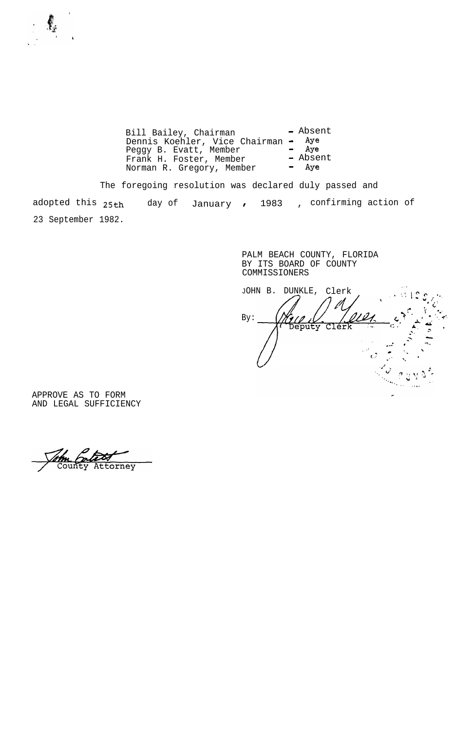| | | |
|---|---|---|
| Bill Bailey, Chairman | - | Absent |
| Dennis Koehler, Vice Chairman | - | Aye |
| Peggy B. Evatt, Member | - | Aye |
| Frank H. Foster, Member | - | Absent |
| Norman R. Gregory, Member | - | Aye |

The foregoing resolution was declared duly passed and adopted this 25th day of January, 1983, confirming action of 23 September 1982.

PALM BEACH COUNTY, FLORIDA
BY ITS BOARD OF COUNTY
COMMISSIONERS

JOHN B. DUNKLE, Clerk

By: ______________________
Deputy Clerk

APPROVE AS TO FORM
AND LEGAL SUFFICIENCY

______________________
County Attorney